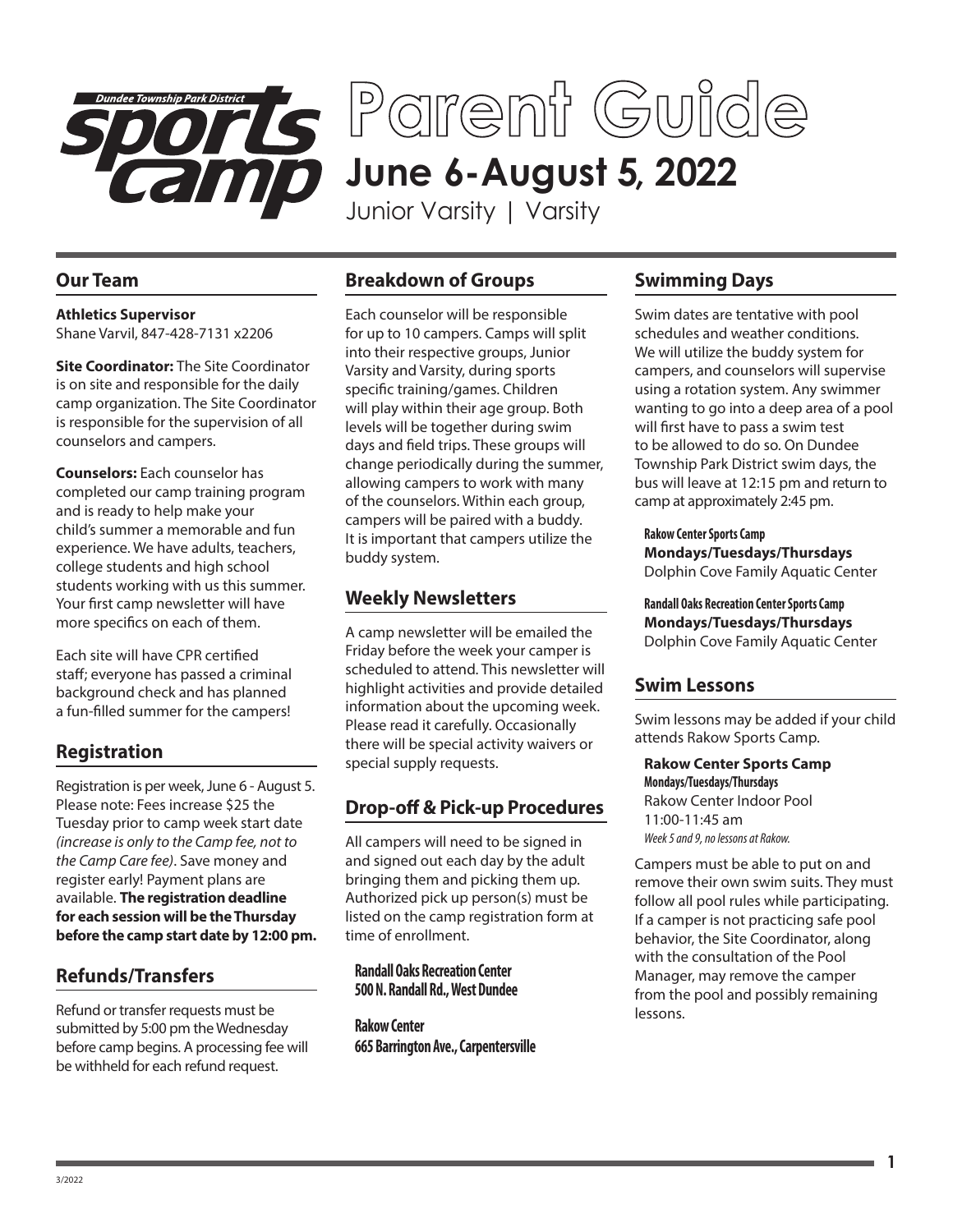Dundee Township Park District

# sports camp Parent Guide

## June 6-August 5, 2022

Junior Varsity | Varsity

## Our Team

**Athletics Supervisor**
Shane Varvil, 847-428-7131 x2206

**Site Coordinator:** The Site Coordinator is on site and responsible for the daily camp organization. The Site Coordinator is responsible for the supervision of all counselors and campers.

**Counselors:** Each counselor has completed our camp training program and is ready to help make your child's summer a memorable and fun experience. We have adults, teachers, college students and high school students working with us this summer. Your first camp newsletter will have more specifics on each of them.

Each site will have CPR certified staff; everyone has passed a criminal background check and has planned a fun-filled summer for the campers!

## Registration

Registration is per week, June 6 - August 5. Please note: Fees increase $25 the Tuesday prior to camp week start date *(increase is only to the Camp fee, not to the Camp Care fee)*. Save money and register early! Payment plans are available. **The registration deadline for each session will be the Thursday before the camp start date by 12:00 pm.**

## Refunds/Transfers

Refund or transfer requests must be submitted by 5:00 pm the Wednesday before camp begins. A processing fee will be withheld for each refund request.

## Breakdown of Groups

Each counselor will be responsible for up to 10 campers. Camps will split into their respective groups, Junior Varsity and Varsity, during sports specific training/games. Children will play within their age group. Both levels will be together during swim days and field trips. These groups will change periodically during the summer, allowing campers to work with many of the counselors. Within each group, campers will be paired with a buddy. It is important that campers utilize the buddy system.

## Weekly Newsletters

A camp newsletter will be emailed the Friday before the week your camper is scheduled to attend. This newsletter will highlight activities and provide detailed information about the upcoming week. Please read it carefully. Occasionally there will be special activity waivers or special supply requests.

## Drop-off & Pick-up Procedures

All campers will need to be signed in and signed out each day by the adult bringing them and picking them up. Authorized pick up person(s) must be listed on the camp registration form at time of enrollment.

**Randall Oaks Recreation Center**
**500 N. Randall Rd., West Dundee**

**Rakow Center**
**665 Barrington Ave., Carpentersville**

## Swimming Days

Swim dates are tentative with pool schedules and weather conditions. We will utilize the buddy system for campers, and counselors will supervise using a rotation system. Any swimmer wanting to go into a deep area of a pool will first have to pass a swim test to be allowed to do so. On Dundee Township Park District swim days, the bus will leave at 12:15 pm and return to camp at approximately 2:45 pm.

**Rakow Center Sports Camp**
**Mondays/Tuesdays/Thursdays**
Dolphin Cove Family Aquatic Center

**Randall Oaks Recreation Center Sports Camp**
**Mondays/Tuesdays/Thursdays**
Dolphin Cove Family Aquatic Center

## Swim Lessons

Swim lessons may be added if your child attends Rakow Sports Camp.

**Rakow Center Sports Camp**
**Mondays/Tuesdays/Thursdays**
Rakow Center Indoor Pool
11:00-11:45 am
*Week 5 and 9, no lessons at Rakow.*

Campers must be able to put on and remove their own swim suits. They must follow all pool rules while participating. If a camper is not practicing safe pool behavior, the Site Coordinator, along with the consultation of the Pool Manager, may remove the camper from the pool and possibly remaining lessons.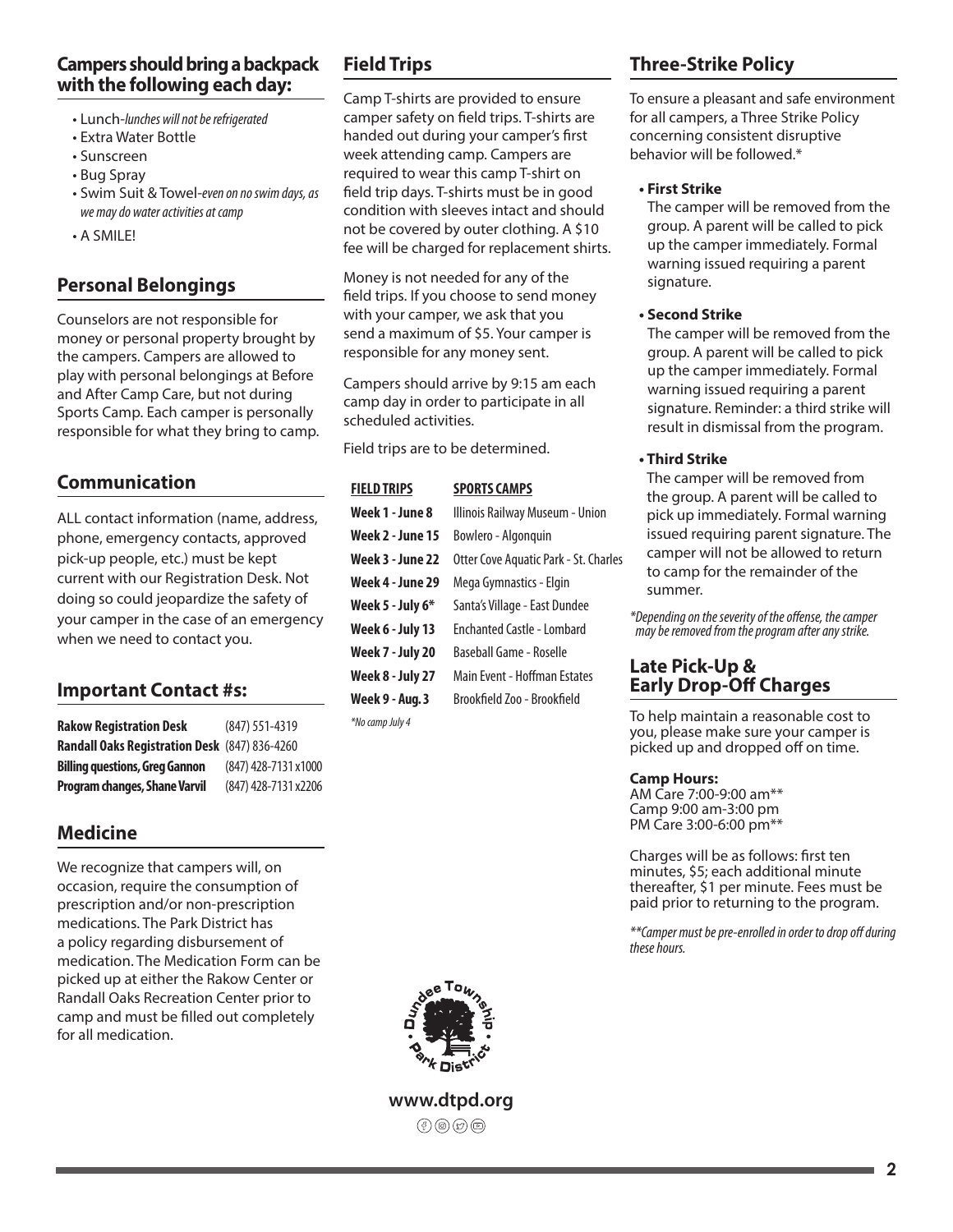## Campers should bring a backpack with the following each day:

- Lunch-*lunches will not be refrigerated*
- Extra Water Bottle
- Sunscreen
- Bug Spray
- Swim Suit & Towel-*even on no swim days, as we may do water activities at camp*
- A SMILE!

## Personal Belongings

Counselors are not responsible for money or personal property brought by the campers. Campers are allowed to play with personal belongings at Before and After Camp Care, but not during Sports Camp. Each camper is personally responsible for what they bring to camp.

## Communication

ALL contact information (name, address, phone, emergency contacts, approved pick-up people, etc.) must be kept current with our Registration Desk. Not doing so could jeopardize the safety of your camper in the case of an emergency when we need to contact you.

## Important Contact #s:

| | |
|---|---|
| **Rakow Registration Desk** | (847) 551-4319 |
| **Randall Oaks Registration Desk** | (847) 836-4260 |
| **Billing questions, Greg Gannon** | (847) 428-7131 x1000 |
| **Program changes, Shane Varvil** | (847) 428-7131 x2206 |

## Medicine

We recognize that campers will, on occasion, require the consumption of prescription and/or non-prescription medications. The Park District has a policy regarding disbursement of medication. The Medication Form can be picked up at either the Rakow Center or Randall Oaks Recreation Center prior to camp and must be filled out completely for all medication.

## Field Trips

Camp T-shirts are provided to ensure camper safety on field trips. T-shirts are handed out during your camper's first week attending camp. Campers are required to wear this camp T-shirt on field trip days. T-shirts must be in good condition with sleeves intact and should not be covered by outer clothing. A $10 fee will be charged for replacement shirts.

Money is not needed for any of the field trips. If you choose to send money with your camper, we ask that you send a maximum of $5. Your camper is responsible for any money sent.

Campers should arrive by 9:15 am each camp day in order to participate in all scheduled activities.

Field trips are to be determined.

| FIELD TRIPS | SPORTS CAMPS |
|---|---|
| Week 1 - June 8 | Illinois Railway Museum - Union |
| Week 2 - June 15 | Bowlero - Algonquin |
| Week 3 - June 22 | Otter Cove Aquatic Park - St. Charles |
| Week 4 - June 29 | Mega Gymnastics - Elgin |
| Week 5 - July 6* | Santa's Village - East Dundee |
| Week 6 - July 13 | Enchanted Castle - Lombard |
| Week 7 - July 20 | Baseball Game - Roselle |
| Week 8 - July 27 | Main Event - Hoffman Estates |
| Week 9 - Aug. 3 | Brookfield Zoo - Brookfield |

*\*No camp July 4*

Dundee Township Park District

**www.dtpd.org**

## Three-Strike Policy

To ensure a pleasant and safe environment for all campers, a Three Strike Policy concerning consistent disruptive behavior will be followed.*

- **First Strike**
  The camper will be removed from the group. A parent will be called to pick up the camper immediately. Formal warning issued requiring a parent signature.
- **Second Strike**
  The camper will be removed from the group. A parent will be called to pick up the camper immediately. Formal warning issued requiring a parent signature. Reminder: a third strike will result in dismissal from the program.
- **Third Strike**
  The camper will be removed from the group. A parent will be called to pick up immediately. Formal warning issued requiring parent signature. The camper will not be allowed to return to camp for the remainder of the summer.

*\*Depending on the severity of the offense, the camper may be removed from the program after any strike.*

## Late Pick-Up & Early Drop-Off Charges

To help maintain a reasonable cost to you, please make sure your camper is picked up and dropped off on time.

**Camp Hours:**
AM Care 7:00-9:00 am**
Camp 9:00 am-3:00 pm
PM Care 3:00-6:00 pm**

Charges will be as follows: first ten minutes, $5; each additional minute thereafter, $1 per minute. Fees must be paid prior to returning to the program.

*\*\*Camper must be pre-enrolled in order to drop off during these hours.*